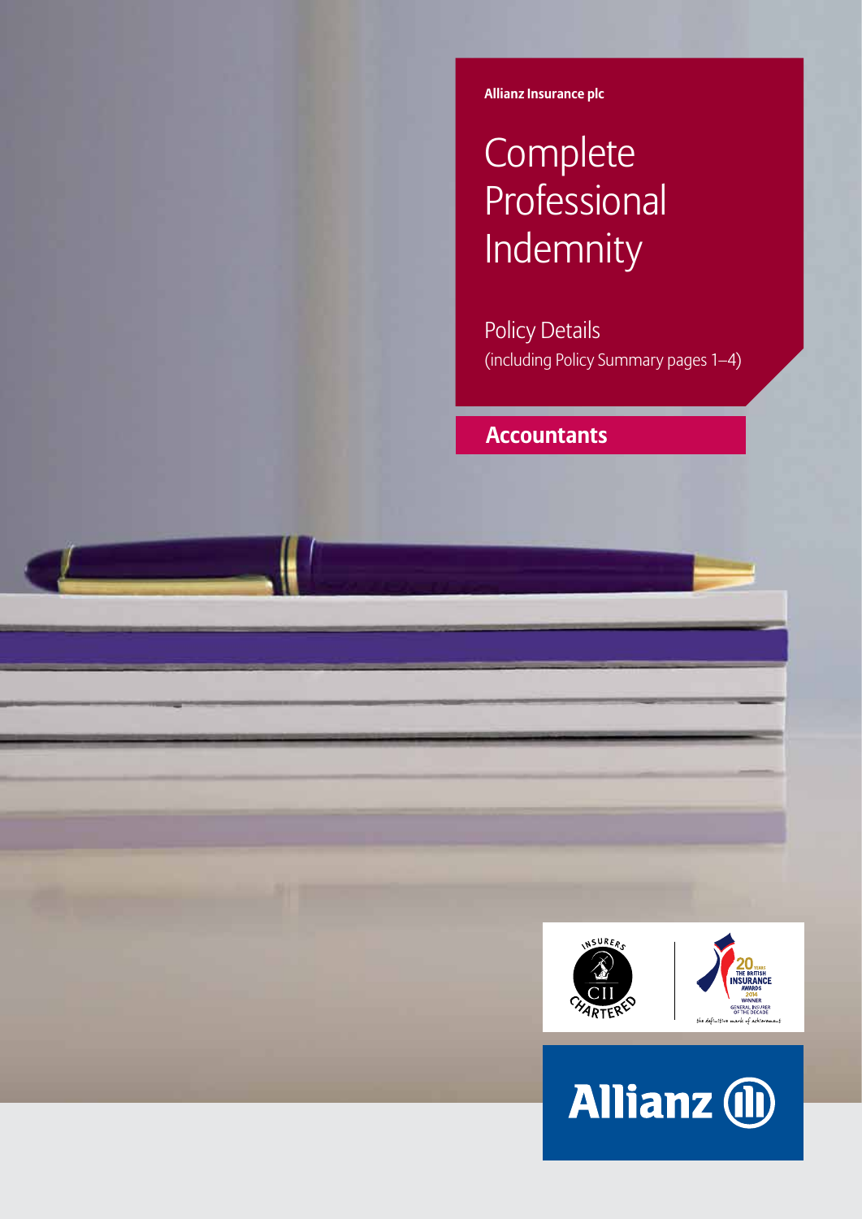Allianz Insurance plc

# Complete Professional Indemnity

Policy Details
(including Policy Summary pages 1–4)

## Accountants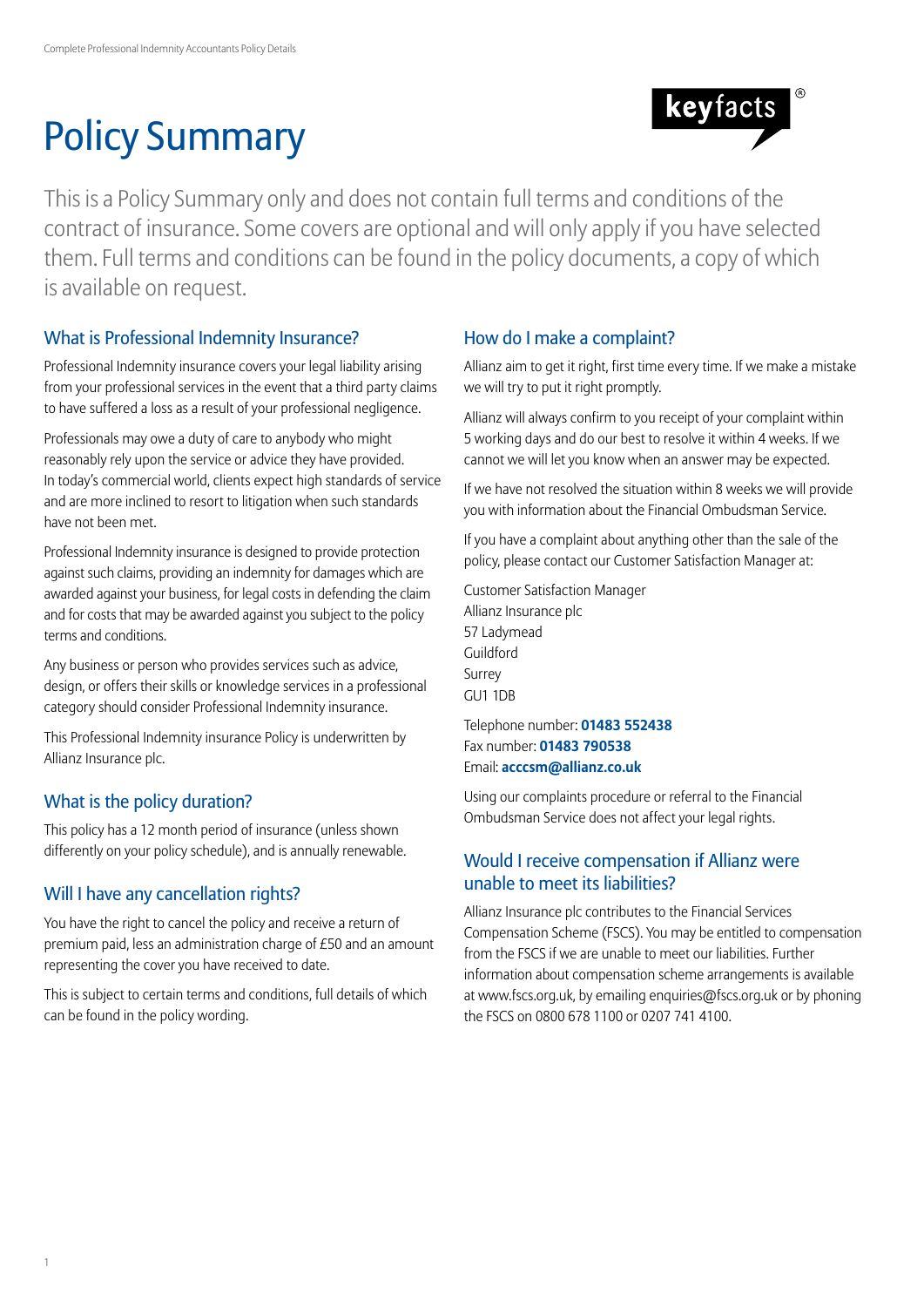# Policy Summary

keyfacts®

This is a Policy Summary only and does not contain full terms and conditions of the contract of insurance. Some covers are optional and will only apply if you have selected them. Full terms and conditions can be found in the policy documents, a copy of which is available on request.

## What is Professional Indemnity Insurance?

Professional Indemnity insurance covers your legal liability arising from your professional services in the event that a third party claims to have suffered a loss as a result of your professional negligence.

Professionals may owe a duty of care to anybody who might reasonably rely upon the service or advice they have provided. In today's commercial world, clients expect high standards of service and are more inclined to resort to litigation when such standards have not been met.

Professional Indemnity insurance is designed to provide protection against such claims, providing an indemnity for damages which are awarded against your business, for legal costs in defending the claim and for costs that may be awarded against you subject to the policy terms and conditions.

Any business or person who provides services such as advice, design, or offers their skills or knowledge services in a professional category should consider Professional Indemnity insurance.

This Professional Indemnity insurance Policy is underwritten by Allianz Insurance plc.

## What is the policy duration?

This policy has a 12 month period of insurance (unless shown differently on your policy schedule), and is annually renewable.

## Will I have any cancellation rights?

You have the right to cancel the policy and receive a return of premium paid, less an administration charge of £50 and an amount representing the cover you have received to date.

This is subject to certain terms and conditions, full details of which can be found in the policy wording.

## How do I make a complaint?

Allianz aim to get it right, first time every time. If we make a mistake we will try to put it right promptly.

Allianz will always confirm to you receipt of your complaint within 5 working days and do our best to resolve it within 4 weeks. If we cannot we will let you know when an answer may be expected.

If we have not resolved the situation within 8 weeks we will provide you with information about the Financial Ombudsman Service.

If you have a complaint about anything other than the sale of the policy, please contact our Customer Satisfaction Manager at:

Customer Satisfaction Manager
Allianz Insurance plc
57 Ladymead
Guildford
Surrey
GU1 1DB

Telephone number: **01483 552438**
Fax number: **01483 790538**
Email: **acccsm@allianz.co.uk**

Using our complaints procedure or referral to the Financial Ombudsman Service does not affect your legal rights.

## Would I receive compensation if Allianz were unable to meet its liabilities?

Allianz Insurance plc contributes to the Financial Services Compensation Scheme (FSCS). You may be entitled to compensation from the FSCS if we are unable to meet our liabilities. Further information about compensation scheme arrangements is available at www.fscs.org.uk, by emailing enquiries@fscs.org.uk or by phoning the FSCS on 0800 678 1100 or 0207 741 4100.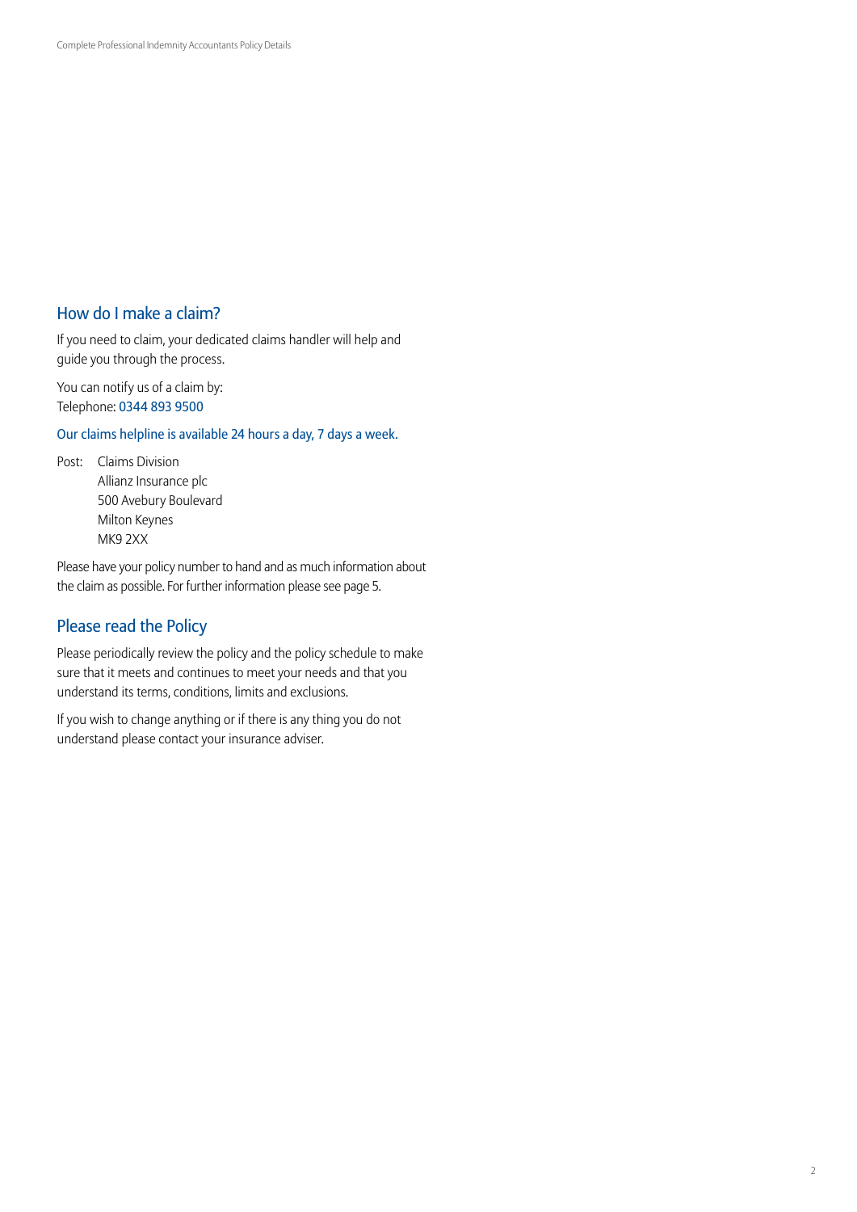## How do I make a claim?

If you need to claim, your dedicated claims handler will help and guide you through the process.

You can notify us of a claim by:
Telephone: 0344 893 9500

Our claims helpline is available 24 hours a day, 7 days a week.

Post: Claims Division
Allianz Insurance plc
500 Avebury Boulevard
Milton Keynes
MK9 2XX

Please have your policy number to hand and as much information about the claim as possible. For further information please see page 5.

## Please read the Policy

Please periodically review the policy and the policy schedule to make sure that it meets and continues to meet your needs and that you understand its terms, conditions, limits and exclusions.

If you wish to change anything or if there is any thing you do not understand please contact your insurance adviser.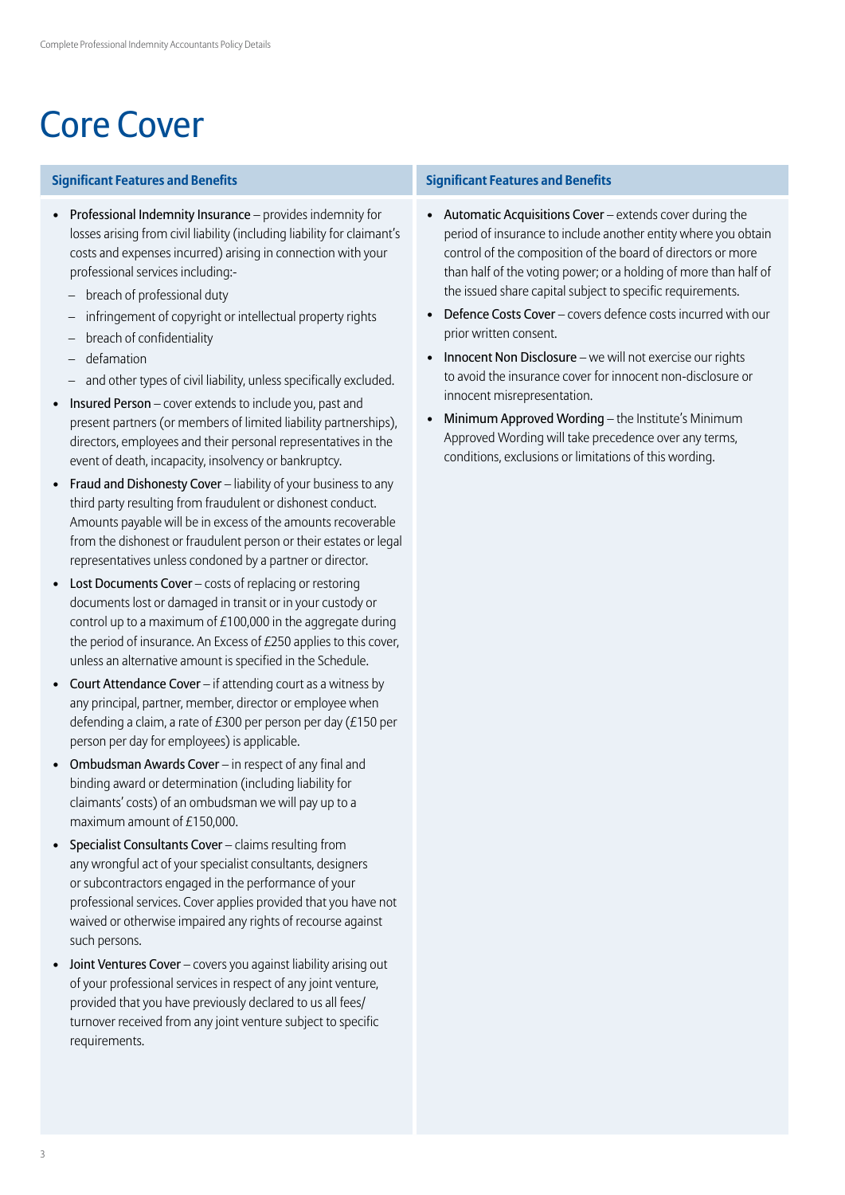# Core Cover

### Significant Features and Benefits

- **Professional Indemnity Insurance** – provides indemnity for losses arising from civil liability (including liability for claimant's costs and expenses incurred) arising in connection with your professional services including:-
  - breach of professional duty
  - infringement of copyright or intellectual property rights
  - breach of confidentiality
  - defamation
  - and other types of civil liability, unless specifically excluded.
- **Insured Person** – cover extends to include you, past and present partners (or members of limited liability partnerships), directors, employees and their personal representatives in the event of death, incapacity, insolvency or bankruptcy.
- **Fraud and Dishonesty Cover** – liability of your business to any third party resulting from fraudulent or dishonest conduct. Amounts payable will be in excess of the amounts recoverable from the dishonest or fraudulent person or their estates or legal representatives unless condoned by a partner or director.
- **Lost Documents Cover** – costs of replacing or restoring documents lost or damaged in transit or in your custody or control up to a maximum of £100,000 in the aggregate during the period of insurance. An Excess of £250 applies to this cover, unless an alternative amount is specified in the Schedule.
- **Court Attendance Cover** – if attending court as a witness by any principal, partner, member, director or employee when defending a claim, a rate of £300 per person per day (£150 per person per day for employees) is applicable.
- **Ombudsman Awards Cover** – in respect of any final and binding award or determination (including liability for claimants' costs) of an ombudsman we will pay up to a maximum amount of £150,000.
- **Specialist Consultants Cover** – claims resulting from any wrongful act of your specialist consultants, designers or subcontractors engaged in the performance of your professional services. Cover applies provided that you have not waived or otherwise impaired any rights of recourse against such persons.
- **Joint Ventures Cover** – covers you against liability arising out of your professional services in respect of any joint venture, provided that you have previously declared to us all fees/ turnover received from any joint venture subject to specific requirements.

### Significant Features and Benefits

- **Automatic Acquisitions Cover** – extends cover during the period of insurance to include another entity where you obtain control of the composition of the board of directors or more than half of the voting power; or a holding of more than half of the issued share capital subject to specific requirements.
- **Defence Costs Cover** – covers defence costs incurred with our prior written consent.
- **Innocent Non Disclosure** – we will not exercise our rights to avoid the insurance cover for innocent non-disclosure or innocent misrepresentation.
- **Minimum Approved Wording** – the Institute's Minimum Approved Wording will take precedence over any terms, conditions, exclusions or limitations of this wording.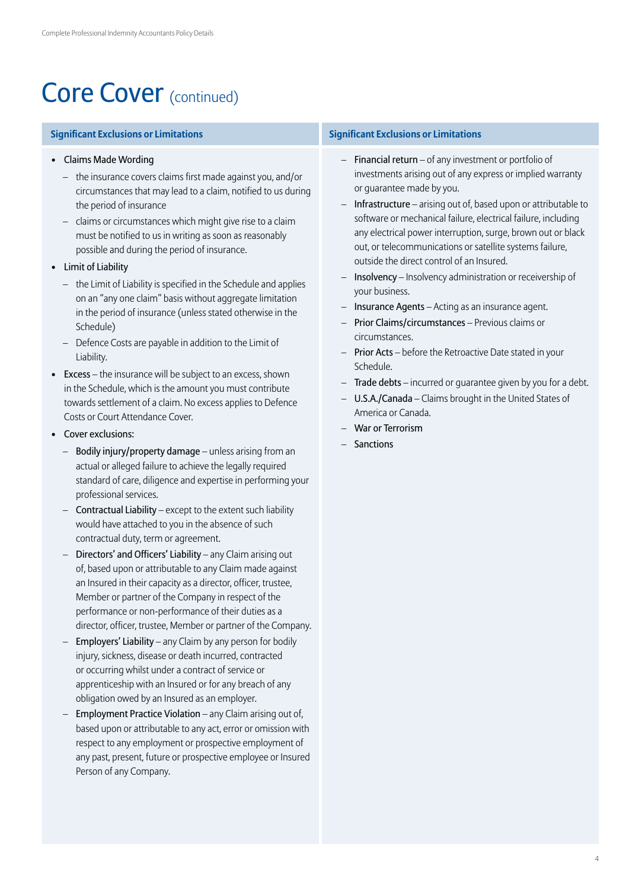# Core Cover (continued)

## Significant Exclusions or Limitations

- Claims Made Wording
  - the insurance covers claims first made against you, and/or circumstances that may lead to a claim, notified to us during the period of insurance
  - claims or circumstances which might give rise to a claim must be notified to us in writing as soon as reasonably possible and during the period of insurance.
- Limit of Liability
  - the Limit of Liability is specified in the Schedule and applies on an "any one claim" basis without aggregate limitation in the period of insurance (unless stated otherwise in the Schedule)
  - Defence Costs are payable in addition to the Limit of Liability.
- **Excess** – the insurance will be subject to an excess, shown in the Schedule, which is the amount you must contribute towards settlement of a claim. No excess applies to Defence Costs or Court Attendance Cover.
- Cover exclusions:
  - **Bodily injury/property damage** – unless arising from an actual or alleged failure to achieve the legally required standard of care, diligence and expertise in performing your professional services.
  - **Contractual Liability** – except to the extent such liability would have attached to you in the absence of such contractual duty, term or agreement.
  - **Directors' and Officers' Liability** – any Claim arising out of, based upon or attributable to any Claim made against an Insured in their capacity as a director, officer, trustee, Member or partner of the Company in respect of the performance or non-performance of their duties as a director, officer, trustee, Member or partner of the Company.
  - **Employers' Liability** – any Claim by any person for bodily injury, sickness, disease or death incurred, contracted or occurring whilst under a contract of service or apprenticeship with an Insured or for any breach of any obligation owed by an Insured as an employer.
  - **Employment Practice Violation** – any Claim arising out of, based upon or attributable to any act, error or omission with respect to any employment or prospective employment of any past, present, future or prospective employee or Insured Person of any Company.
  - **Financial return** – of any investment or portfolio of investments arising out of any express or implied warranty or guarantee made by you.
  - **Infrastructure** – arising out of, based upon or attributable to software or mechanical failure, electrical failure, including any electrical power interruption, surge, brown out or black out, or telecommunications or satellite systems failure, outside the direct control of an Insured.
  - **Insolvency** – Insolvency administration or receivership of your business.
  - **Insurance Agents** – Acting as an insurance agent.
  - **Prior Claims/circumstances** – Previous claims or circumstances.
  - **Prior Acts** – before the Retroactive Date stated in your Schedule.
  - **Trade debts** – incurred or guarantee given by you for a debt.
  - **U.S.A./Canada** – Claims brought in the United States of America or Canada.
  - **War or Terrorism**
  - **Sanctions**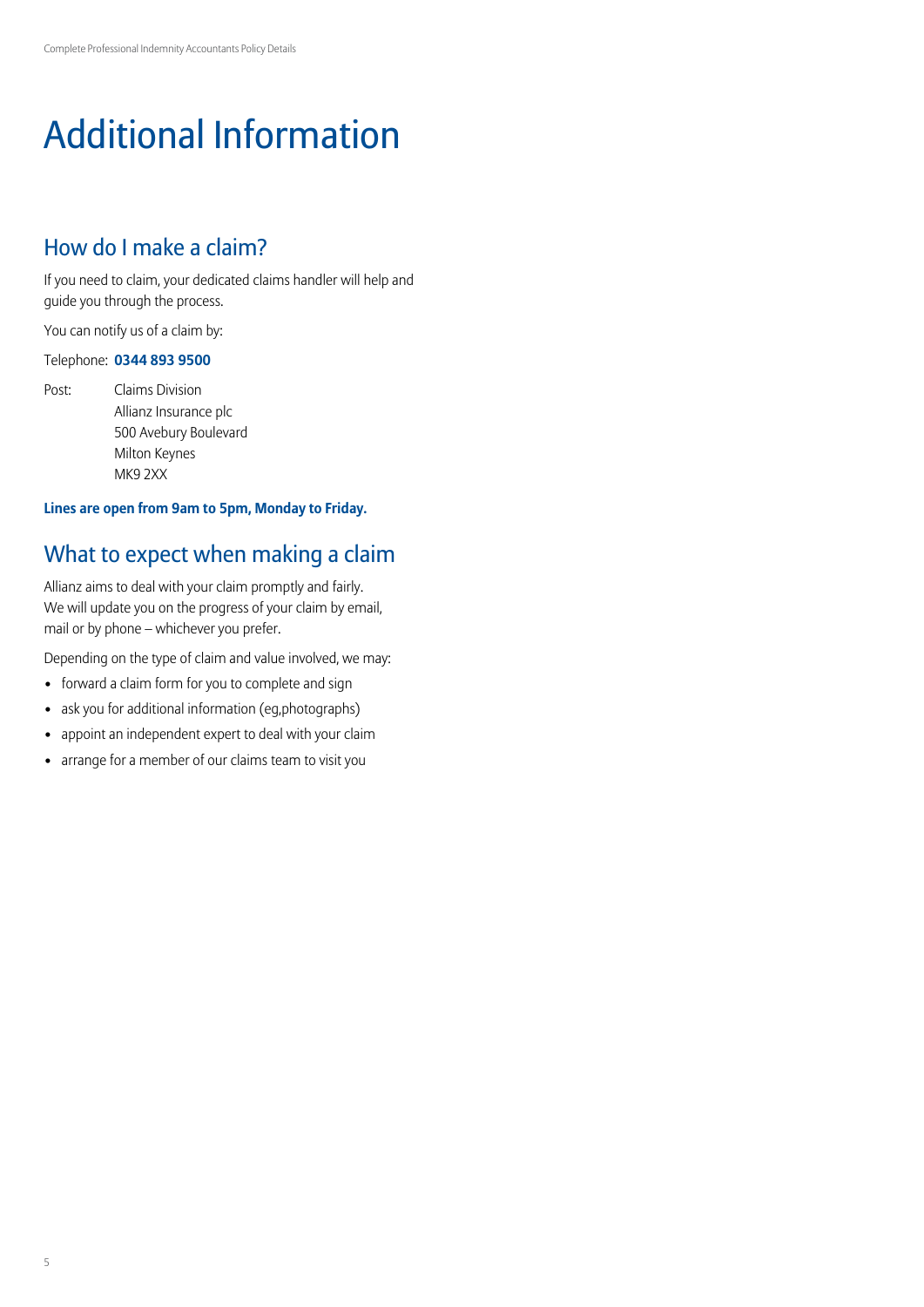# Additional Information

## How do I make a claim?

If you need to claim, your dedicated claims handler will help and guide you through the process.

You can notify us of a claim by:

Telephone: **0344 893 9500**

Post: Claims Division
Allianz Insurance plc
500 Avebury Boulevard
Milton Keynes
MK9 2XX

**Lines are open from 9am to 5pm, Monday to Friday.**

## What to expect when making a claim

Allianz aims to deal with your claim promptly and fairly. We will update you on the progress of your claim by email, mail or by phone – whichever you prefer.

Depending on the type of claim and value involved, we may:

- forward a claim form for you to complete and sign
- ask you for additional information (eg,photographs)
- appoint an independent expert to deal with your claim
- arrange for a member of our claims team to visit you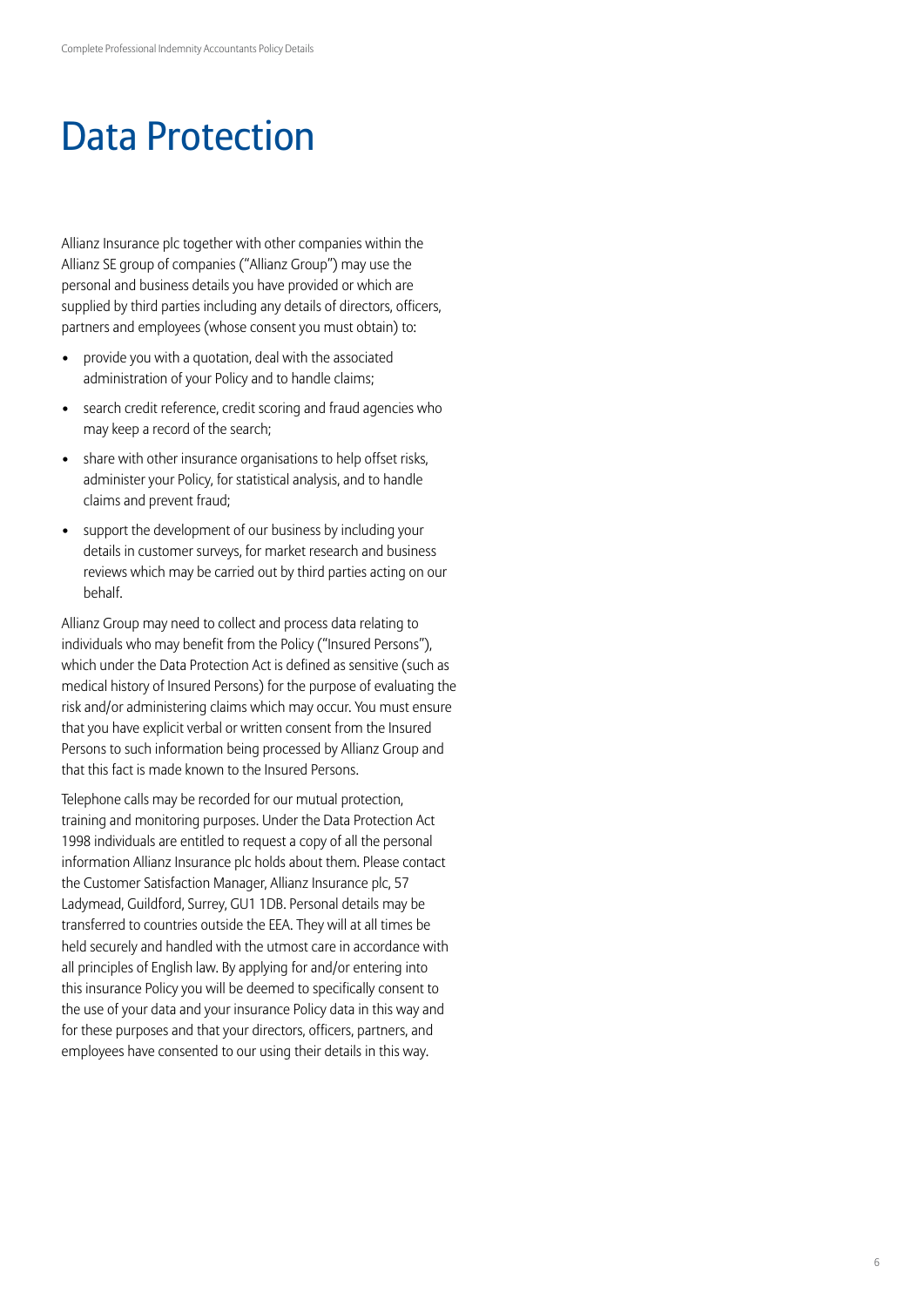# Data Protection

Allianz Insurance plc together with other companies within the Allianz SE group of companies ("Allianz Group") may use the personal and business details you have provided or which are supplied by third parties including any details of directors, officers, partners and employees (whose consent you must obtain) to:

- provide you with a quotation, deal with the associated administration of your Policy and to handle claims;
- search credit reference, credit scoring and fraud agencies who may keep a record of the search;
- share with other insurance organisations to help offset risks, administer your Policy, for statistical analysis, and to handle claims and prevent fraud;
- support the development of our business by including your details in customer surveys, for market research and business reviews which may be carried out by third parties acting on our behalf.

Allianz Group may need to collect and process data relating to individuals who may benefit from the Policy ("Insured Persons"), which under the Data Protection Act is defined as sensitive (such as medical history of Insured Persons) for the purpose of evaluating the risk and/or administering claims which may occur. You must ensure that you have explicit verbal or written consent from the Insured Persons to such information being processed by Allianz Group and that this fact is made known to the Insured Persons.

Telephone calls may be recorded for our mutual protection, training and monitoring purposes. Under the Data Protection Act 1998 individuals are entitled to request a copy of all the personal information Allianz Insurance plc holds about them. Please contact the Customer Satisfaction Manager, Allianz Insurance plc, 57 Ladymead, Guildford, Surrey, GU1 1DB. Personal details may be transferred to countries outside the EEA. They will at all times be held securely and handled with the utmost care in accordance with all principles of English law. By applying for and/or entering into this insurance Policy you will be deemed to specifically consent to the use of your data and your insurance Policy data in this way and for these purposes and that your directors, officers, partners, and employees have consented to our using their details in this way.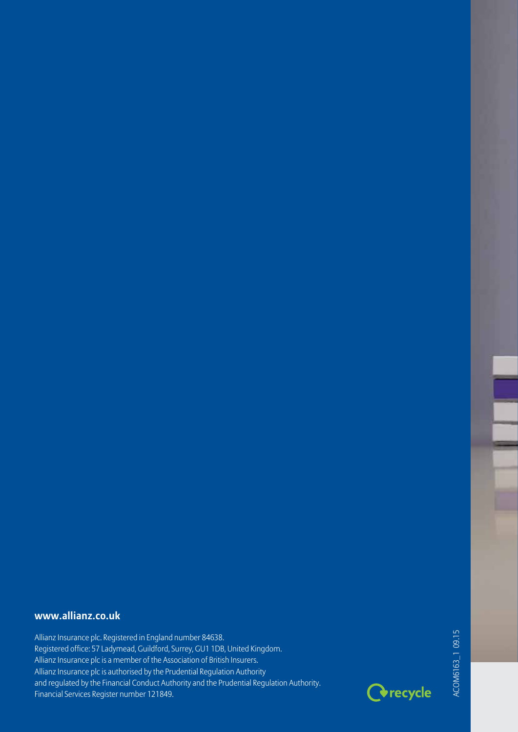**www.allianz.co.uk**

Allianz Insurance plc. Registered in England number 84638.
Registered office: 57 Ladymead, Guildford, Surrey, GU1 1DB, United Kingdom.
Allianz Insurance plc is a member of the Association of British Insurers.
Allianz Insurance plc is authorised by the Prudential Regulation Authority
and regulated by the Financial Conduct Authority and the Prudential Regulation Authority.
Financial Services Register number 121849.

recycle

ACOM6163_1 09.15